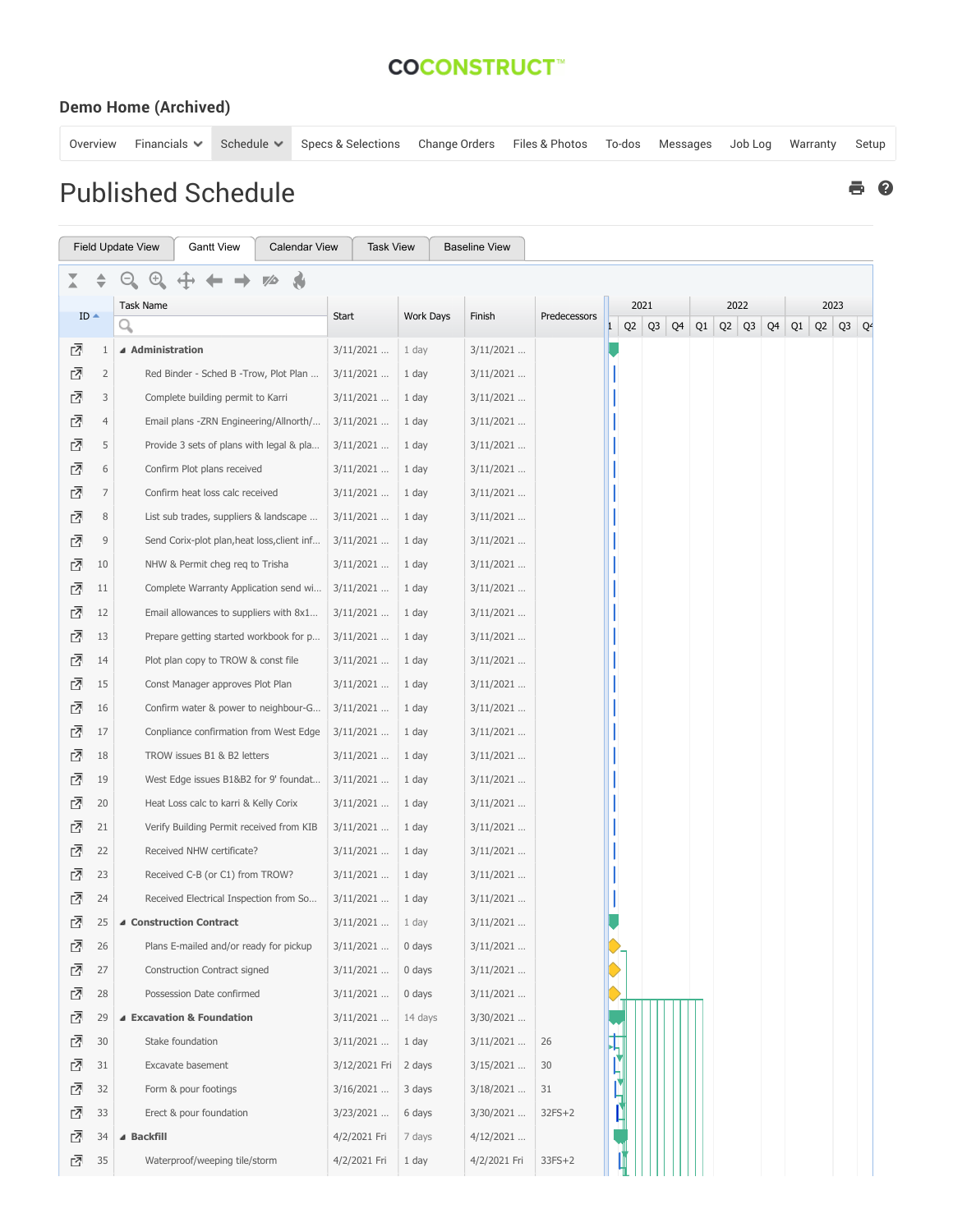**COCONSTRUCT™**

## Demo Home (Archived)

Overview | Financials | Schedule | Specs & Selections | Change Orders | Files & Photos | To-dos | Messages | Job Log | Warranty | Setup

# Published Schedule

Field Update View | Gantt View | Calendar View | Task View | Baseline View

| ID | Task Name | Start | Work Days | Finish | Predecessors |
|---|---|---|---|---|---|
| 1 | **Administration** | 3/11/2021 ... | 1 day | 3/11/2021 ... | |
| 2 | Red Binder - Sched B -Trow, Plot Plan ... | 3/11/2021 ... | 1 day | 3/11/2021 ... | |
| 3 | Complete building permit to Karri | 3/11/2021 ... | 1 day | 3/11/2021 ... | |
| 4 | Email plans -ZRN Engineering/Allnorth/... | 3/11/2021 ... | 1 day | 3/11/2021 ... | |
| 5 | Provide 3 sets of plans with legal & pla... | 3/11/2021 ... | 1 day | 3/11/2021 ... | |
| 6 | Confirm Plot plans received | 3/11/2021 ... | 1 day | 3/11/2021 ... | |
| 7 | Confirm heat loss calc received | 3/11/2021 ... | 1 day | 3/11/2021 ... | |
| 8 | List sub trades, suppliers & landscape ... | 3/11/2021 ... | 1 day | 3/11/2021 ... | |
| 9 | Send Corix-plot plan,heat loss,client inf... | 3/11/2021 ... | 1 day | 3/11/2021 ... | |
| 10 | NHW & Permit cheg req to Trisha | 3/11/2021 ... | 1 day | 3/11/2021 ... | |
| 11 | Complete Warranty Application send wi... | 3/11/2021 ... | 1 day | 3/11/2021 ... | |
| 12 | Email allowances to suppliers with 8x1... | 3/11/2021 ... | 1 day | 3/11/2021 ... | |
| 13 | Prepare getting started workbook for p... | 3/11/2021 ... | 1 day | 3/11/2021 ... | |
| 14 | Plot plan copy to TROW & const file | 3/11/2021 ... | 1 day | 3/11/2021 ... | |
| 15 | Const Manager approves Plot Plan | 3/11/2021 ... | 1 day | 3/11/2021 ... | |
| 16 | Confirm water & power to neighbour-G... | 3/11/2021 ... | 1 day | 3/11/2021 ... | |
| 17 | Compliance confirmation from West Edge | 3/11/2021 ... | 1 day | 3/11/2021 ... | |
| 18 | TROW issues B1 & B2 letters | 3/11/2021 ... | 1 day | 3/11/2021 ... | |
| 19 | West Edge issues B1&B2 for 9' foundat... | 3/11/2021 ... | 1 day | 3/11/2021 ... | |
| 20 | Heat Loss calc to karri & Kelly Corix | 3/11/2021 ... | 1 day | 3/11/2021 ... | |
| 21 | Verify Building Permit received from KIB | 3/11/2021 ... | 1 day | 3/11/2021 ... | |
| 22 | Received NHW certificate? | 3/11/2021 ... | 1 day | 3/11/2021 ... | |
| 23 | Received C-B (or C1) from TROW? | 3/11/2021 ... | 1 day | 3/11/2021 ... | |
| 24 | Received Electrical Inspection from So... | 3/11/2021 ... | 1 day | 3/11/2021 ... | |
| 25 | **Construction Contract** | 3/11/2021 ... | 1 day | 3/11/2021 ... | |
| 26 | Plans E-mailed and/or ready for pickup | 3/11/2021 ... | 0 days | 3/11/2021 ... | |
| 27 | Construction Contract signed | 3/11/2021 ... | 0 days | 3/11/2021 ... | |
| 28 | Possession Date confirmed | 3/11/2021 ... | 0 days | 3/11/2021 ... | |
| 29 | **Excavation & Foundation** | 3/11/2021 ... | 14 days | 3/30/2021 ... | |
| 30 | Stake foundation | 3/11/2021 ... | 1 day | 3/11/2021 ... | 26 |
| 31 | Excavate basement | 3/12/2021 Fri | 2 days | 3/15/2021 ... | 30 |
| 32 | Form & pour footings | 3/16/2021 ... | 3 days | 3/18/2021 ... | 31 |
| 33 | Erect & pour foundation | 3/23/2021 ... | 6 days | 3/30/2021 ... | 32FS+2 |
| 34 | **Backfill** | 4/2/2021 Fri | 7 days | 4/12/2021 ... | |
| 35 | Waterproof/weeping tile/storm | 4/2/2021 Fri | 1 day | 4/2/2021 Fri | 33FS+2 |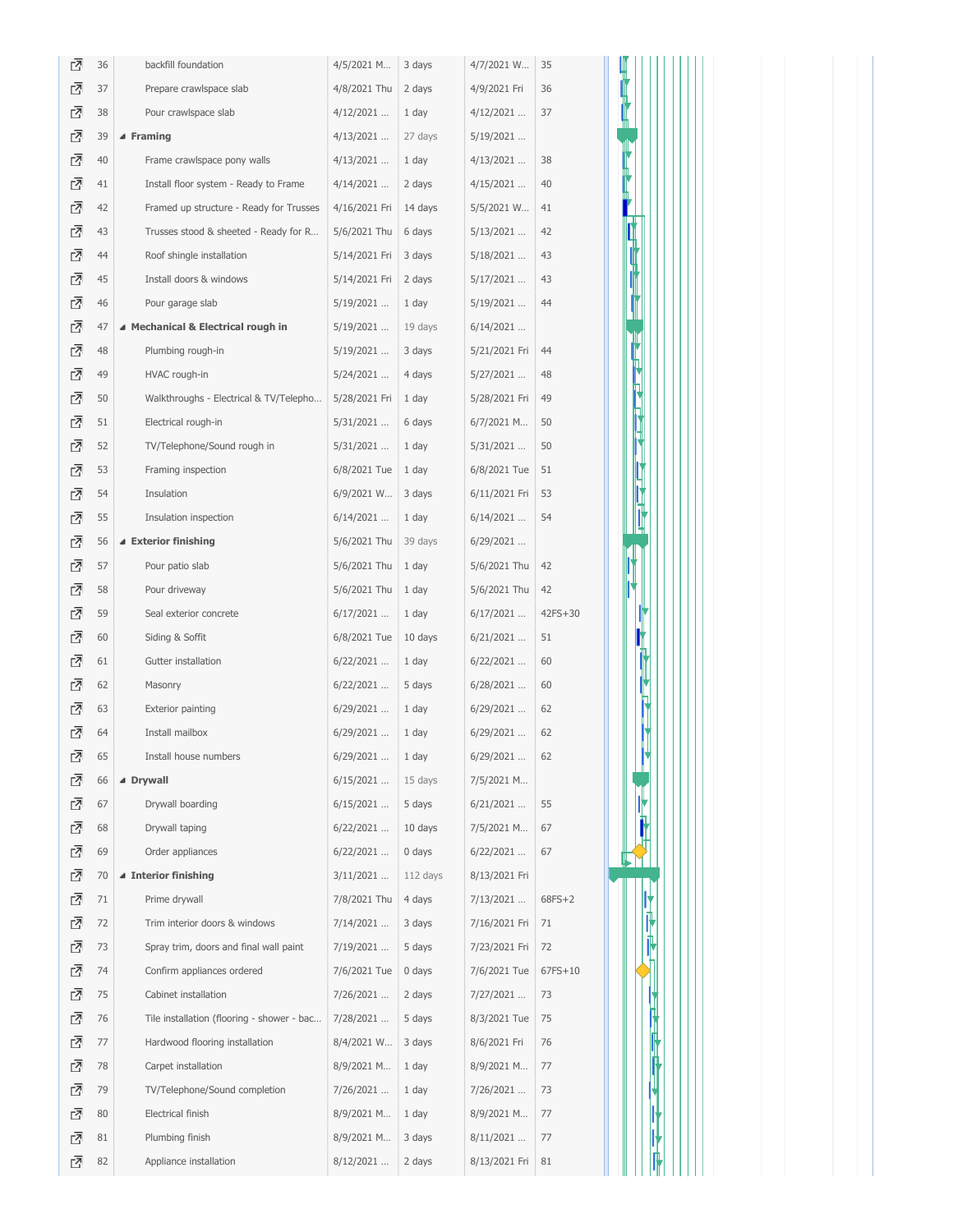| | ID | Task Name | Start | Duration | Finish | Predecessors |
|---|---|---|---|---|---|---|
| | 36 | backfill foundation | 4/5/2021 M... | 3 days | 4/7/2021 W... | 35 |
| | 37 | Prepare crawlspace slab | 4/8/2021 Thu | 2 days | 4/9/2021 Fri | 36 |
| | 38 | Pour crawlspace slab | 4/12/2021 ... | 1 day | 4/12/2021 ... | 37 |
| | 39 | ◢ **Framing** | 4/13/2021 ... | 27 days | 5/19/2021 ... | |
| | 40 | Frame crawlspace pony walls | 4/13/2021 ... | 1 day | 4/13/2021 ... | 38 |
| | 41 | Install floor system - Ready to Frame | 4/14/2021 ... | 2 days | 4/15/2021 ... | 40 |
| | 42 | Framed up structure - Ready for Trusses | 4/16/2021 Fri | 14 days | 5/5/2021 W... | 41 |
| | 43 | Trusses stood & sheeted - Ready for R... | 5/6/2021 Thu | 6 days | 5/13/2021 ... | 42 |
| | 44 | Roof shingle installation | 5/14/2021 Fri | 3 days | 5/18/2021 ... | 43 |
| | 45 | Install doors & windows | 5/14/2021 Fri | 2 days | 5/17/2021 ... | 43 |
| | 46 | Pour garage slab | 5/19/2021 ... | 1 day | 5/19/2021 ... | 44 |
| | 47 | ◢ **Mechanical & Electrical rough in** | 5/19/2021 ... | 19 days | 6/14/2021 ... | |
| | 48 | Plumbing rough-in | 5/19/2021 ... | 3 days | 5/21/2021 Fri | 44 |
| | 49 | HVAC rough-in | 5/24/2021 ... | 4 days | 5/27/2021 ... | 48 |
| | 50 | Walkthroughs - Electrical & TV/Telepho... | 5/28/2021 Fri | 1 day | 5/28/2021 Fri | 49 |
| | 51 | Electrical rough-in | 5/31/2021 ... | 6 days | 6/7/2021 M... | 50 |
| | 52 | TV/Telephone/Sound rough in | 5/31/2021 ... | 1 day | 5/31/2021 ... | 50 |
| | 53 | Framing inspection | 6/8/2021 Tue | 1 day | 6/8/2021 Tue | 51 |
| | 54 | Insulation | 6/9/2021 W... | 3 days | 6/11/2021 Fri | 53 |
| | 55 | Insulation inspection | 6/14/2021 ... | 1 day | 6/14/2021 ... | 54 |
| | 56 | ◢ **Exterior finishing** | 5/6/2021 Thu | 39 days | 6/29/2021 ... | |
| | 57 | Pour patio slab | 5/6/2021 Thu | 1 day | 5/6/2021 Thu | 42 |
| | 58 | Pour driveway | 5/6/2021 Thu | 1 day | 5/6/2021 Thu | 42 |
| | 59 | Seal exterior concrete | 6/17/2021 ... | 1 day | 6/17/2021 ... | 42FS+30 |
| | 60 | Siding & Soffit | 6/8/2021 Tue | 10 days | 6/21/2021 ... | 51 |
| | 61 | Gutter installation | 6/22/2021 ... | 1 day | 6/22/2021 ... | 60 |
| | 62 | Masonry | 6/22/2021 ... | 5 days | 6/28/2021 ... | 60 |
| | 63 | Exterior painting | 6/29/2021 ... | 1 day | 6/29/2021 ... | 62 |
| | 64 | Install mailbox | 6/29/2021 ... | 1 day | 6/29/2021 ... | 62 |
| | 65 | Install house numbers | 6/29/2021 ... | 1 day | 6/29/2021 ... | 62 |
| | 66 | ◢ **Drywall** | 6/15/2021 ... | 15 days | 7/5/2021 M... | |
| | 67 | Drywall boarding | 6/15/2021 ... | 5 days | 6/21/2021 ... | 55 |
| | 68 | Drywall taping | 6/22/2021 ... | 10 days | 7/5/2021 M... | 67 |
| | 69 | Order appliances | 6/22/2021 ... | 0 days | 6/22/2021 ... | 67 |
| | 70 | ◢ **Interior finishing** | 3/11/2021 ... | 112 days | 8/13/2021 Fri | |
| | 71 | Prime drywall | 7/8/2021 Thu | 4 days | 7/13/2021 ... | 68FS+2 |
| | 72 | Trim interior doors & windows | 7/14/2021 ... | 3 days | 7/16/2021 Fri | 71 |
| | 73 | Spray trim, doors and final wall paint | 7/19/2021 ... | 5 days | 7/23/2021 Fri | 72 |
| | 74 | Confirm appliances ordered | 7/6/2021 Tue | 0 days | 7/6/2021 Tue | 67FS+10 |
| | 75 | Cabinet installation | 7/26/2021 ... | 2 days | 7/27/2021 ... | 73 |
| | 76 | Tile installation (flooring - shower - bac... | 7/28/2021 ... | 5 days | 8/3/2021 Tue | 75 |
| | 77 | Hardwood flooring installation | 8/4/2021 W... | 3 days | 8/6/2021 Fri | 76 |
| | 78 | Carpet installation | 8/9/2021 M... | 1 day | 8/9/2021 M... | 77 |
| | 79 | TV/Telephone/Sound completion | 7/26/2021 ... | 1 day | 7/26/2021 ... | 73 |
| | 80 | Electrical finish | 8/9/2021 M... | 1 day | 8/9/2021 M... | 77 |
| | 81 | Plumbing finish | 8/9/2021 M... | 3 days | 8/11/2021 ... | 77 |
| | 82 | Appliance installation | 8/12/2021 ... | 2 days | 8/13/2021 Fri | 81 |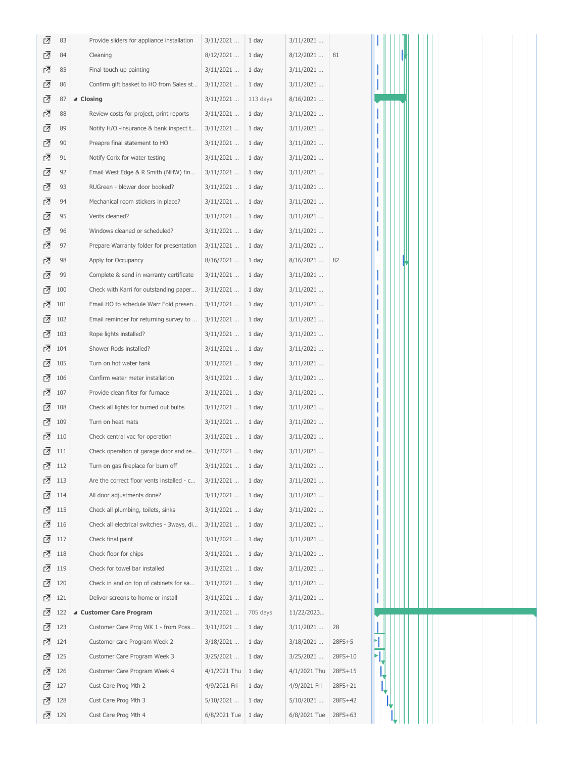| | ID | Task Name | Start | Duration | Finish | Predecessors |
|---|---|---|---|---|---|---|
| | 83 | Provide sliders for appliance installation | 3/11/2021 ... | 1 day | 3/11/2021 ... | |
| | 84 | Cleaning | 8/12/2021 ... | 1 day | 8/12/2021 ... | 81 |
| | 85 | Final touch up painting | 3/11/2021 ... | 1 day | 3/11/2021 ... | |
| | 86 | Confirm gift basket to HO from Sales st... | 3/11/2021 ... | 1 day | 3/11/2021 ... | |
| | 87 | **Closing** | 3/11/2021 ... | 113 days | 8/16/2021 ... | |
| | 88 | Review costs for project, print reports | 3/11/2021 ... | 1 day | 3/11/2021 ... | |
| | 89 | Notify H/O -insurance & bank inspect t... | 3/11/2021 ... | 1 day | 3/11/2021 ... | |
| | 90 | Preapre final statement to HO | 3/11/2021 ... | 1 day | 3/11/2021 ... | |
| | 91 | Notify Corix for water testing | 3/11/2021 ... | 1 day | 3/11/2021 ... | |
| | 92 | Email West Edge & R Smith (NHW) fin... | 3/11/2021 ... | 1 day | 3/11/2021 ... | |
| | 93 | RUGreen - blower door booked? | 3/11/2021 ... | 1 day | 3/11/2021 ... | |
| | 94 | Mechanical room stickers in place? | 3/11/2021 ... | 1 day | 3/11/2021 ... | |
| | 95 | Vents cleaned? | 3/11/2021 ... | 1 day | 3/11/2021 ... | |
| | 96 | Windows cleaned or scheduled? | 3/11/2021 ... | 1 day | 3/11/2021 ... | |
| | 97 | Prepare Warranty folder for presentation | 3/11/2021 ... | 1 day | 3/11/2021 ... | |
| | 98 | Apply for Occupancy | 8/16/2021 ... | 1 day | 8/16/2021 ... | 82 |
| | 99 | Complete & send in warranty certificate | 3/11/2021 ... | 1 day | 3/11/2021 ... | |
| | 100 | Check with Karri for outstanding paper... | 3/11/2021 ... | 1 day | 3/11/2021 ... | |
| | 101 | Email HO to schedule Warr Fold presen... | 3/11/2021 ... | 1 day | 3/11/2021 ... | |
| | 102 | Email reminder for returning survey to ... | 3/11/2021 ... | 1 day | 3/11/2021 ... | |
| | 103 | Rope lights installed? | 3/11/2021 ... | 1 day | 3/11/2021 ... | |
| | 104 | Shower Rods installed? | 3/11/2021 ... | 1 day | 3/11/2021 ... | |
| | 105 | Turn on hot water tank | 3/11/2021 ... | 1 day | 3/11/2021 ... | |
| | 106 | Confirm water meter installation | 3/11/2021 ... | 1 day | 3/11/2021 ... | |
| | 107 | Provide clean filter for furnace | 3/11/2021 ... | 1 day | 3/11/2021 ... | |
| | 108 | Check all lights for burned out bulbs | 3/11/2021 ... | 1 day | 3/11/2021 ... | |
| | 109 | Turn on heat mats | 3/11/2021 ... | 1 day | 3/11/2021 ... | |
| | 110 | Check central vac for operation | 3/11/2021 ... | 1 day | 3/11/2021 ... | |
| | 111 | Check operation of garage door and re... | 3/11/2021 ... | 1 day | 3/11/2021 ... | |
| | 112 | Turn on gas fireplace for burn off | 3/11/2021 ... | 1 day | 3/11/2021 ... | |
| | 113 | Are the correct floor vents installed - c... | 3/11/2021 ... | 1 day | 3/11/2021 ... | |
| | 114 | All door adjustments done? | 3/11/2021 ... | 1 day | 3/11/2021 ... | |
| | 115 | Check all plumbing, toilets, sinks | 3/11/2021 ... | 1 day | 3/11/2021 ... | |
| | 116 | Check all electrical switches - 3ways, di... | 3/11/2021 ... | 1 day | 3/11/2021 ... | |
| | 117 | Check final paint | 3/11/2021 ... | 1 day | 3/11/2021 ... | |
| | 118 | Check floor for chips | 3/11/2021 ... | 1 day | 3/11/2021 ... | |
| | 119 | Check for towel bar installed | 3/11/2021 ... | 1 day | 3/11/2021 ... | |
| | 120 | Check in and on top of cabinets for sa... | 3/11/2021 ... | 1 day | 3/11/2021 ... | |
| | 121 | Deliver screens to home or install | 3/11/2021 ... | 1 day | 3/11/2021 ... | |
| | 122 | **Customer Care Program** | 3/11/2021 ... | 705 days | 11/22/2023... | |
| | 123 | Customer Care Prog WK 1 - from Poss... | 3/11/2021 ... | 1 day | 3/11/2021 ... | 28 |
| | 124 | Customer care Program Week 2 | 3/18/2021 ... | 1 day | 3/18/2021 ... | 28FS+5 |
| | 125 | Customer Care Program Week 3 | 3/25/2021 ... | 1 day | 3/25/2021 ... | 28FS+10 |
| | 126 | Customer Care Program Week 4 | 4/1/2021 Thu | 1 day | 4/1/2021 Thu | 28FS+15 |
| | 127 | Cust Care Prog Mth 2 | 4/9/2021 Fri | 1 day | 4/9/2021 Fri | 28FS+21 |
| | 128 | Cust Care Prog Mth 3 | 5/10/2021 ... | 1 day | 5/10/2021 ... | 28FS+42 |
| | 129 | Cust Care Prog Mth 4 | 6/8/2021 Tue | 1 day | 6/8/2021 Tue | 28FS+63 |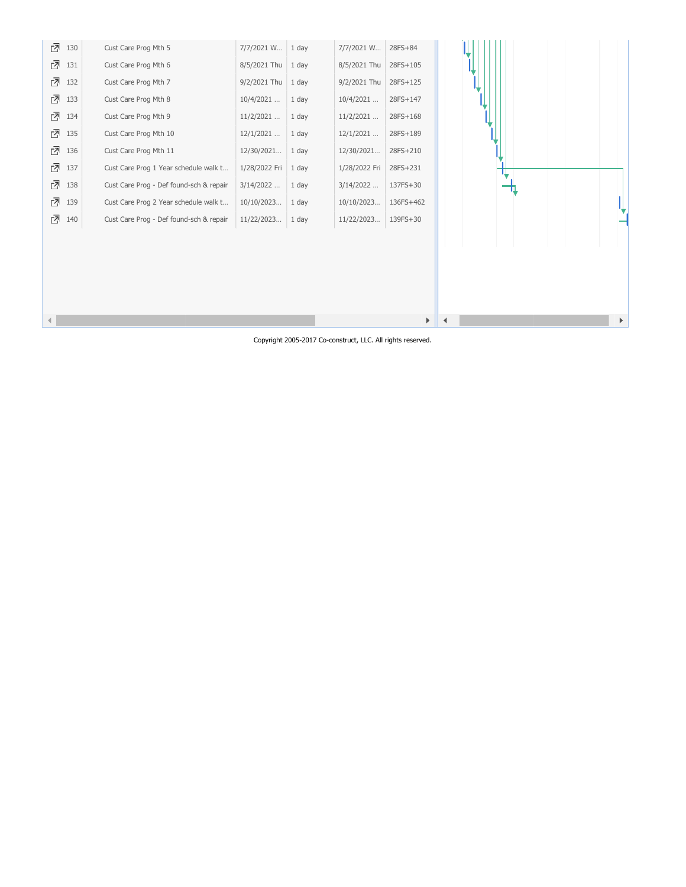| | | | | | | |
|---|---|---|---|---|---|---|
| 130 | Cust Care Prog Mth 5 | 7/7/2021 W... | 1 day | 7/7/2021 W... | 28FS+84 |
| 131 | Cust Care Prog Mth 6 | 8/5/2021 Thu | 1 day | 8/5/2021 Thu | 28FS+105 |
| 132 | Cust Care Prog Mth 7 | 9/2/2021 Thu | 1 day | 9/2/2021 Thu | 28FS+125 |
| 133 | Cust Care Prog Mth 8 | 10/4/2021 ... | 1 day | 10/4/2021 ... | 28FS+147 |
| 134 | Cust Care Prog Mth 9 | 11/2/2021 ... | 1 day | 11/2/2021 ... | 28FS+168 |
| 135 | Cust Care Prog Mth 10 | 12/1/2021 ... | 1 day | 12/1/2021 ... | 28FS+189 |
| 136 | Cust Care Prog Mth 11 | 12/30/2021... | 1 day | 12/30/2021... | 28FS+210 |
| 137 | Cust Care Prog 1 Year schedule walk t... | 1/28/2022 Fri | 1 day | 1/28/2022 Fri | 28FS+231 |
| 138 | Cust Care Prog - Def found-sch & repair | 3/14/2022 ... | 1 day | 3/14/2022 ... | 137FS+30 |
| 139 | Cust Care Prog 2 Year schedule walk t... | 10/10/2023... | 1 day | 10/10/2023... | 136FS+462 |
| 140 | Cust Care Prog - Def found-sch & repair | 11/22/2023... | 1 day | 11/22/2023... | 139FS+30 |

Copyright 2005-2017 Co-construct, LLC. All rights reserved.